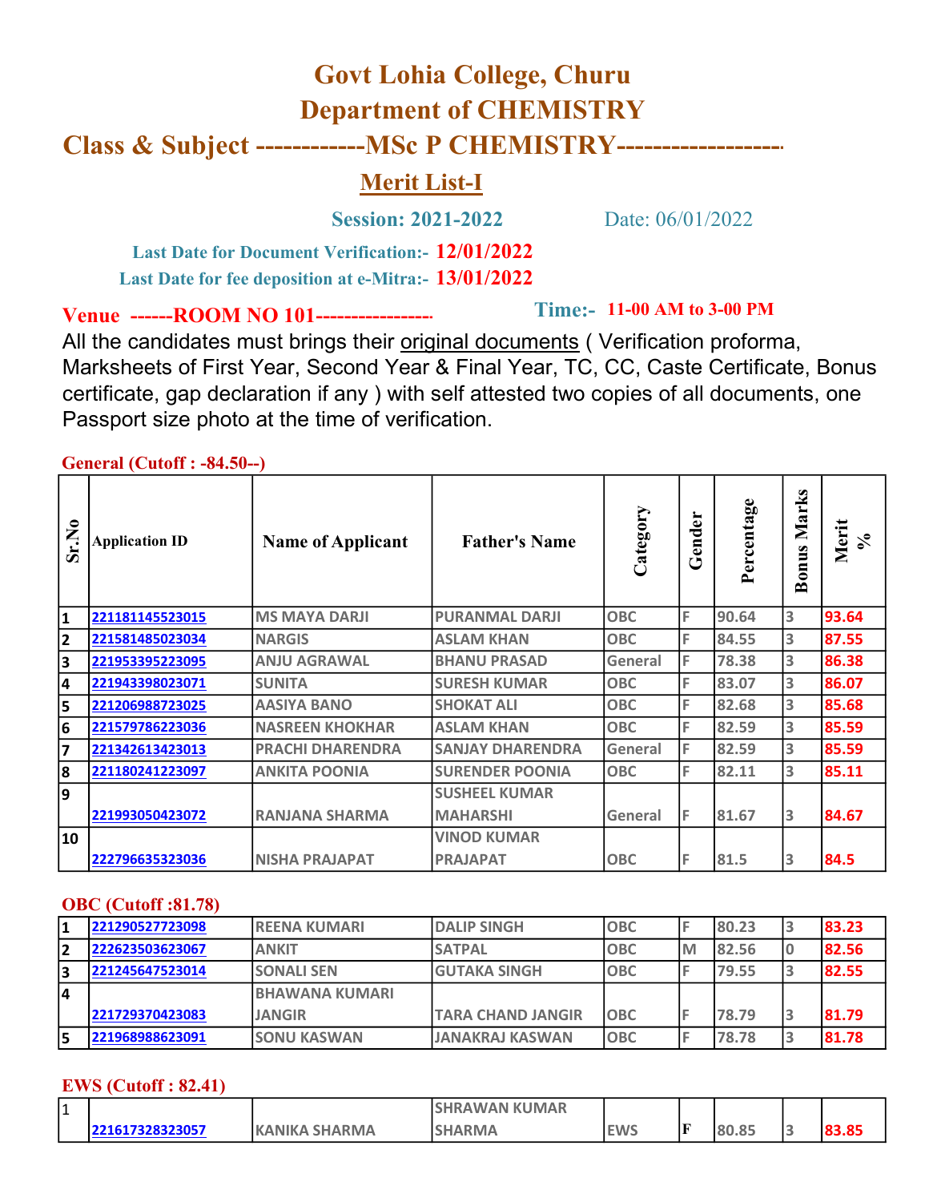# Govt Lohia College, Churu

## Department of CHEMISTRY

## Class & Subject ------------MSc P CHEMISTRY------------------

### Merit List-I

**Session: 2021-2022** Date: 06/01/2022

**Last Date for Document Verification:- 12/01/2022**

**Last Date for fee deposition at e-Mitra:- 13/01/2022**

**Venue ------ROOM NO 101----------------** **Time:- 11-00 AM to 3-00 PM**

All the candidates must brings their original documents ( Verification proforma, Marksheets of First Year, Second Year & Final Year, TC, CC, Caste Certificate, Bonus certificate, gap declaration if any ) with self attested two copies of all documents, one Passport size photo at the time of verification.

**General (Cutoff : -84.50--)**

| Sr.No | Application ID | Name of Applicant | Father's Name | Category | Gender | Percentage | Bonus Marks | Merit % |
|---|---|---|---|---|---|---|---|---|
| 1 | 221181145523015 | MS MAYA DARJI | PURANMAL DARJI | OBC | F | 90.64 | 3 | 93.64 |
| 2 | 221581485023034 | NARGIS | ASLAM KHAN | OBC | F | 84.55 | 3 | 87.55 |
| 3 | 221953395223095 | ANJU AGRAWAL | BHANU PRASAD | General | F | 78.38 | 3 | 86.38 |
| 4 | 221943398023071 | SUNITA | SURESH KUMAR | OBC | F | 83.07 | 3 | 86.07 |
| 5 | 221206988723025 | AASIYA BANO | SHOKAT ALI | OBC | F | 82.68 | 3 | 85.68 |
| 6 | 221579786223036 | NASREEN KHOKHAR | ASLAM KHAN | OBC | F | 82.59 | 3 | 85.59 |
| 7 | 221342613423013 | PRACHI DHARENDRA | SANJAY DHARENDRA | General | F | 82.59 | 3 | 85.59 |
| 8 | 221180241223097 | ANKITA POONIA | SURENDER POONIA | OBC | F | 82.11 | 3 | 85.11 |
| 9 | 221993050423072 | RANJANA SHARMA | SUSHEEL KUMAR MAHARSHI | General | F | 81.67 | 3 | 84.67 |
| 10 | 222796635323036 | NISHA PRAJAPAT | VINOD KUMAR PRAJAPAT | OBC | F | 81.5 | 3 | 84.5 |

**OBC (Cutoff :81.78)**

| Sr.No | Application ID | Name of Applicant | Father's Name | Category | Gender | Percentage | Bonus Marks | Merit % |
|---|---|---|---|---|---|---|---|---|
| 1 | 221290527723098 | REENA KUMARI | DALIP SINGH | OBC | F | 80.23 | 3 | 83.23 |
| 2 | 222623503623067 | ANKIT | SATPAL | OBC | M | 82.56 | 0 | 82.56 |
| 3 | 221245647523014 | SONALI SEN | GUTAKA SINGH | OBC | F | 79.55 | 3 | 82.55 |
| 4 | 221729370423083 | BHAWANA KUMARI JANGIR | TARA CHAND JANGIR | OBC | F | 78.79 | 3 | 81.79 |
| 5 | 221968988623091 | SONU KASWAN | JANAKRAJ KASWAN | OBC | F | 78.78 | 3 | 81.78 |

**EWS (Cutoff : 82.41)**

| Sr.No | Application ID | Name of Applicant | Father's Name | Category | Gender | Percentage | Bonus Marks | Merit % |
|---|---|---|---|---|---|---|---|---|
| 1 | 221617328323057 | KANIKA SHARMA | SHRAWAN KUMAR SHARMA | EWS | F | 80.85 | 3 | 83.85 |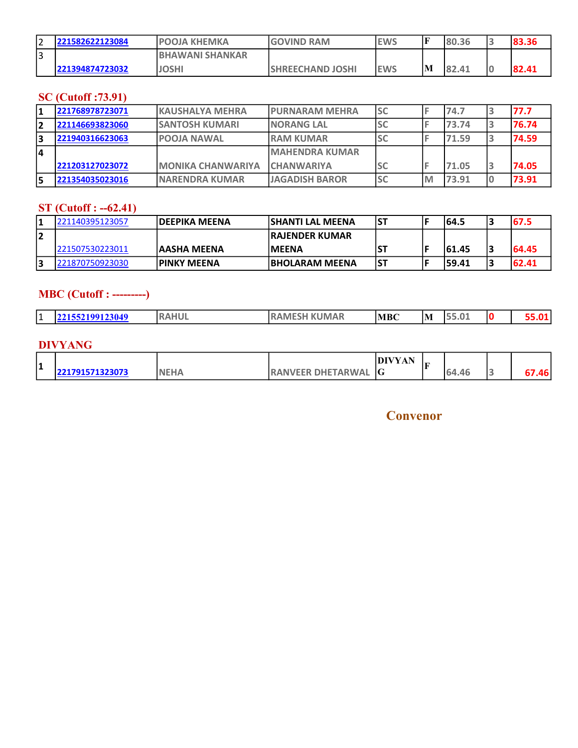| | | | | | | | | |
|---|---|---|---|---|---|---|---|---|
| 2 | 221582622123084 | POOJA KHEMKA | GOVIND RAM | EWS | F | 80.36 | 3 | 83.36 |
| 3 | 221394874723032 | BHAWANI SHANKAR JOSHI | SHREECHAND JOSHI | EWS | M | 82.41 | 0 | 82.41 |

### SC (Cutoff :73.91)

| | | | | | | | | |
|---|---|---|---|---|---|---|---|---|
| 1 | 221768978723071 | KAUSHALYA MEHRA | PURNARAM MEHRA | SC | F | 74.7 | 3 | 77.7 |
| 2 | 221146693823060 | SANTOSH KUMARI | NORANG LAL | SC | F | 73.74 | 3 | 76.74 |
| 3 | 221940316623063 | POOJA NAWAL | RAM KUMAR | SC | F | 71.59 | 3 | 74.59 |
| 4 | 221203127023072 | MONIKA CHANWARIYA | MAHENDRA KUMAR CHANWARIYA | SC | F | 71.05 | 3 | 74.05 |
| 5 | 221354035023016 | NARENDRA KUMAR | JAGADISH BAROR | SC | M | 73.91 | 0 | 73.91 |

### ST (Cutoff : --62.41)

| | | | | | | | | |
|---|---|---|---|---|---|---|---|---|
| 1 | 221140395123057 | DEEPIKA MEENA | SHANTI LAL MEENA | ST | F | 64.5 | 3 | 67.5 |
| 2 | 221507530223011 | AASHA MEENA | RAJENDER KUMAR MEENA | ST | F | 61.45 | 3 | 64.45 |
| 3 | 221870750923030 | PINKY MEENA | BHOLARAM MEENA | ST | F | 59.41 | 3 | 62.41 |

### MBC (Cutoff : ---------)

| | | | | | | | | |
|---|---|---|---|---|---|---|---|---|
| 1 | 221552199123049 | RAHUL | RAMESH KUMAR | MBC | M | 55.01 | 0 | 55.01 |

### DIVYANG

| | | | | | | | | |
|---|---|---|---|---|---|---|---|---|
| 1 | 221791571323073 | NEHA | RANVEER DHETARWAL | DIVYANG | F | 64.46 | 3 | 67.46 |

**Convenor**